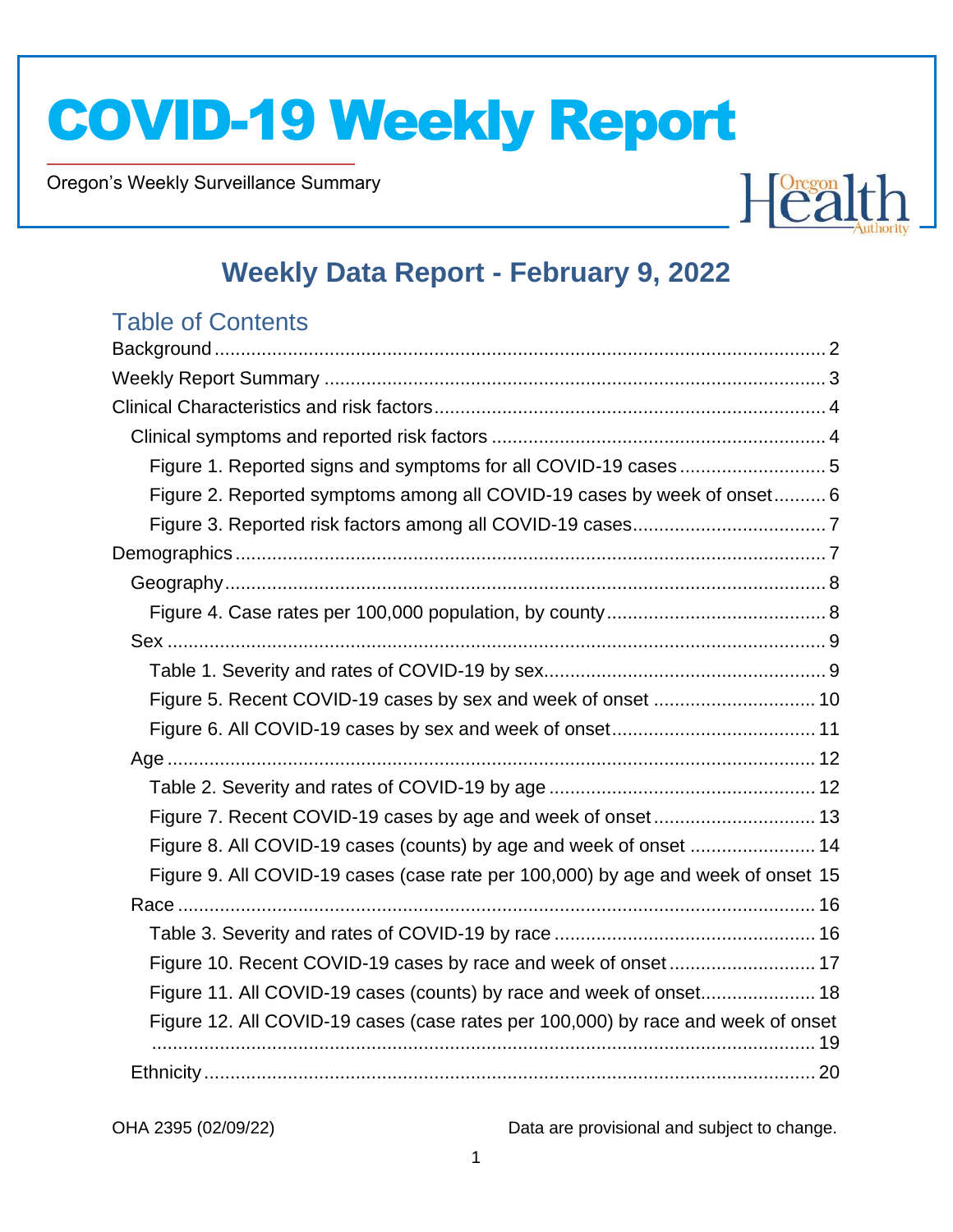# COVID-19 Weekly Report

Oregon's Weekly Surveillance Summary

## Weekly Data Report - February 9, 2022

### Table of Contents

- Background ... 2
- Weekly Report Summary ... 3
- Clinical Characteristics and risk factors ... 4
  - Clinical symptoms and reported risk factors ... 4
    - Figure 1. Reported signs and symptoms for all COVID-19 cases ... 5
    - Figure 2. Reported symptoms among all COVID-19 cases by week of onset ... 6
    - Figure 3. Reported risk factors among all COVID-19 cases ... 7
- Demographics ... 7
  - Geography ... 8
    - Figure 4. Case rates per 100,000 population, by county ... 8
  - Sex ... 9
    - Table 1. Severity and rates of COVID-19 by sex ... 9
    - Figure 5. Recent COVID-19 cases by sex and week of onset ... 10
    - Figure 6. All COVID-19 cases by sex and week of onset ... 11
  - Age ... 12
    - Table 2. Severity and rates of COVID-19 by age ... 12
    - Figure 7. Recent COVID-19 cases by age and week of onset ... 13
    - Figure 8. All COVID-19 cases (counts) by age and week of onset ... 14
    - Figure 9. All COVID-19 cases (case rate per 100,000) by age and week of onset ... 15
  - Race ... 16
    - Table 3. Severity and rates of COVID-19 by race ... 16
    - Figure 10. Recent COVID-19 cases by race and week of onset ... 17
    - Figure 11. All COVID-19 cases (counts) by race and week of onset ... 18
    - Figure 12. All COVID-19 cases (case rates per 100,000) by race and week of onset ... 19
  - Ethnicity ... 20

OHA 2395 (02/09/22)

Data are provisional and subject to change.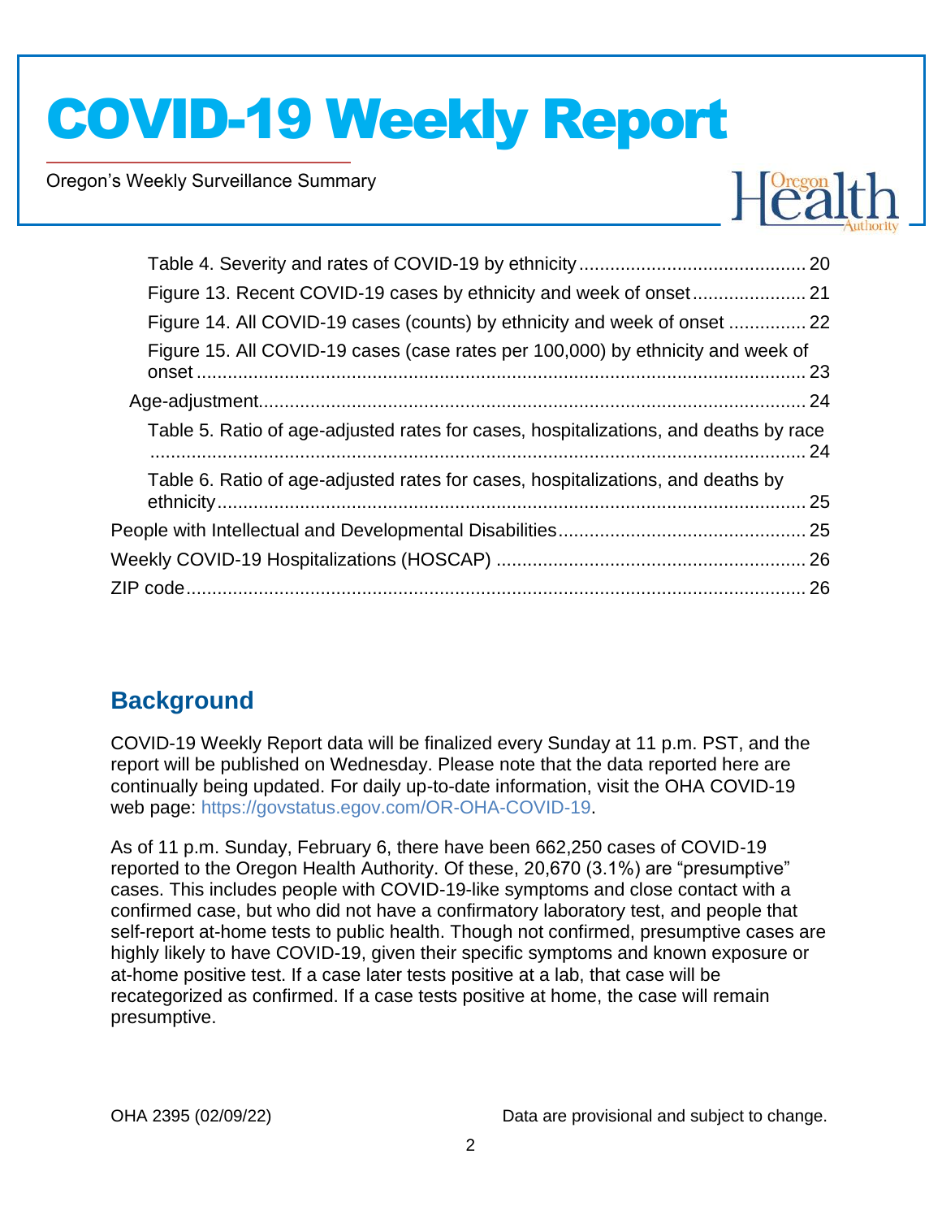Table 4. Severity and rates of COVID-19 by ethnicity ........................................... 20
Figure 13. Recent COVID-19 cases by ethnicity and week of onset ...................... 21
Figure 14. All COVID-19 cases (counts) by ethnicity and week of onset ............... 22
Figure 15. All COVID-19 cases (case rates per 100,000) by ethnicity and week of onset ...................................................................................................................... 23
Age-adjustment.......................................................................................................... 24
Table 5. Ratio of age-adjusted rates for cases, hospitalizations, and deaths by race ................................................................................................................................ 24
Table 6. Ratio of age-adjusted rates for cases, hospitalizations, and deaths by ethnicity .................................................................................................................. 25
People with Intellectual and Developmental Disabilities ............................................... 25
Weekly COVID-19 Hospitalizations (HOSCAP) ........................................................... 26
ZIP code ....................................................................................................................... 26

## Background

COVID-19 Weekly Report data will be finalized every Sunday at 11 p.m. PST, and the report will be published on Wednesday. Please note that the data reported here are continually being updated. For daily up-to-date information, visit the OHA COVID-19 web page: https://govstatus.egov.com/OR-OHA-COVID-19.

As of 11 p.m. Sunday, February 6, there have been 662,250 cases of COVID-19 reported to the Oregon Health Authority. Of these, 20,670 (3.1%) are "presumptive" cases. This includes people with COVID-19-like symptoms and close contact with a confirmed case, but who did not have a confirmatory laboratory test, and people that self-report at-home tests to public health. Though not confirmed, presumptive cases are highly likely to have COVID-19, given their specific symptoms and known exposure or at-home positive test. If a case later tests positive at a lab, that case will be recategorized as confirmed. If a case tests positive at home, the case will remain presumptive.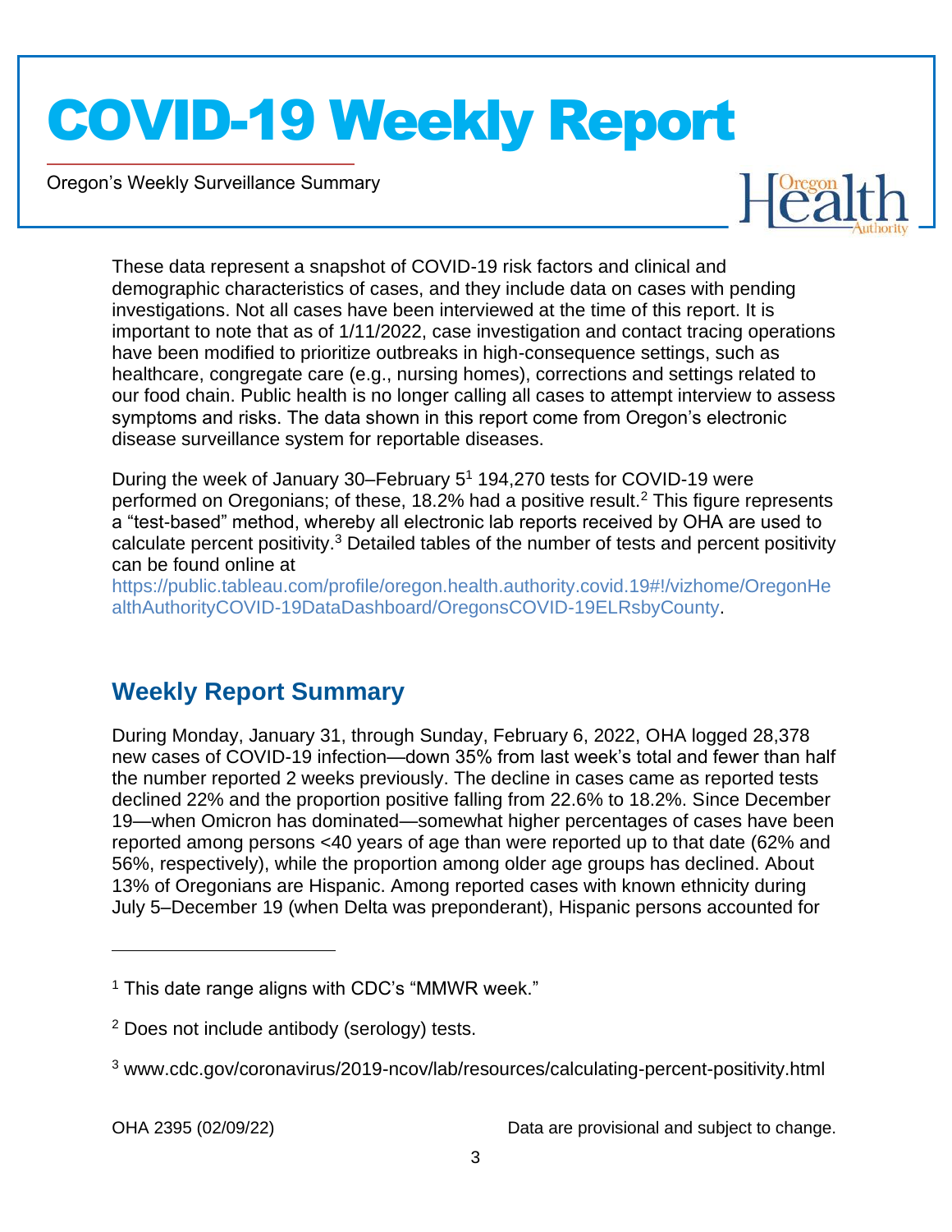These data represent a snapshot of COVID-19 risk factors and clinical and demographic characteristics of cases, and they include data on cases with pending investigations. Not all cases have been interviewed at the time of this report. It is important to note that as of 1/11/2022, case investigation and contact tracing operations have been modified to prioritize outbreaks in high-consequence settings, such as healthcare, congregate care (e.g., nursing homes), corrections and settings related to our food chain. Public health is no longer calling all cases to attempt interview to assess symptoms and risks. The data shown in this report come from Oregon's electronic disease surveillance system for reportable diseases.

During the week of January 30–February 5[1] 194,270 tests for COVID-19 were performed on Oregonians; of these, 18.2% had a positive result.[2] This figure represents a "test-based" method, whereby all electronic lab reports received by OHA are used to calculate percent positivity.[3] Detailed tables of the number of tests and percent positivity can be found online at https://public.tableau.com/profile/oregon.health.authority.covid.19#!/vizhome/OregonHealthAuthorityCOVID-19DataDashboard/OregonsCOVID-19ELRsbyCounty.

## Weekly Report Summary

During Monday, January 31, through Sunday, February 6, 2022, OHA logged 28,378 new cases of COVID-19 infection—down 35% from last week's total and fewer than half the number reported 2 weeks previously. The decline in cases came as reported tests declined 22% and the proportion positive falling from 22.6% to 18.2%. Since December 19—when Omicron has dominated—somewhat higher percentages of cases have been reported among persons <40 years of age than were reported up to that date (62% and 56%, respectively), while the proportion among older age groups has declined. About 13% of Oregonians are Hispanic. Among reported cases with known ethnicity during July 5–December 19 (when Delta was preponderant), Hispanic persons accounted for

---

[1] This date range aligns with CDC's "MMWR week."

[2] Does not include antibody (serology) tests.

[3] www.cdc.gov/coronavirus/2019-ncov/lab/resources/calculating-percent-positivity.html

OHA 2395 (02/09/22) Data are provisional and subject to change.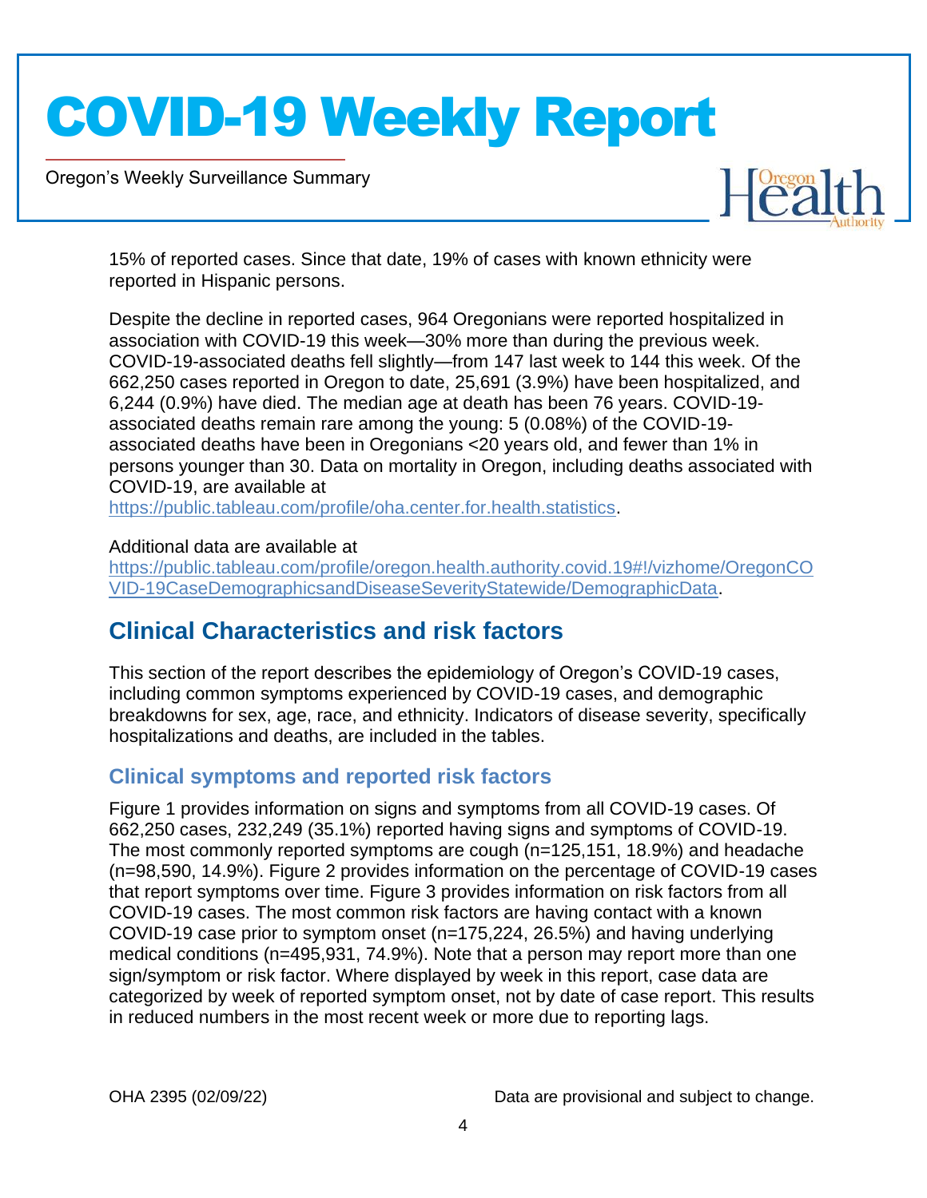15% of reported cases. Since that date, 19% of cases with known ethnicity were reported in Hispanic persons.

Despite the decline in reported cases, 964 Oregonians were reported hospitalized in association with COVID-19 this week—30% more than during the previous week. COVID-19-associated deaths fell slightly—from 147 last week to 144 this week. Of the 662,250 cases reported in Oregon to date, 25,691 (3.9%) have been hospitalized, and 6,244 (0.9%) have died. The median age at death has been 76 years. COVID-19-associated deaths remain rare among the young: 5 (0.08%) of the COVID-19-associated deaths have been in Oregonians <20 years old, and fewer than 1% in persons younger than 30. Data on mortality in Oregon, including deaths associated with COVID-19, are available at https://public.tableau.com/profile/oha.center.for.health.statistics.

Additional data are available at https://public.tableau.com/profile/oregon.health.authority.covid.19#!/vizhome/OregonCOVID-19CaseDemographicsandDiseaseSeverityStatewide/DemographicData.

## Clinical Characteristics and risk factors

This section of the report describes the epidemiology of Oregon's COVID-19 cases, including common symptoms experienced by COVID-19 cases, and demographic breakdowns for sex, age, race, and ethnicity. Indicators of disease severity, specifically hospitalizations and deaths, are included in the tables.

### Clinical symptoms and reported risk factors

Figure 1 provides information on signs and symptoms from all COVID-19 cases. Of 662,250 cases, 232,249 (35.1%) reported having signs and symptoms of COVID-19. The most commonly reported symptoms are cough (n=125,151, 18.9%) and headache (n=98,590, 14.9%). Figure 2 provides information on the percentage of COVID-19 cases that report symptoms over time. Figure 3 provides information on risk factors from all COVID-19 cases. The most common risk factors are having contact with a known COVID-19 case prior to symptom onset (n=175,224, 26.5%) and having underlying medical conditions (n=495,931, 74.9%). Note that a person may report more than one sign/symptom or risk factor. Where displayed by week in this report, case data are categorized by week of reported symptom onset, not by date of case report. This results in reduced numbers in the most recent week or more due to reporting lags.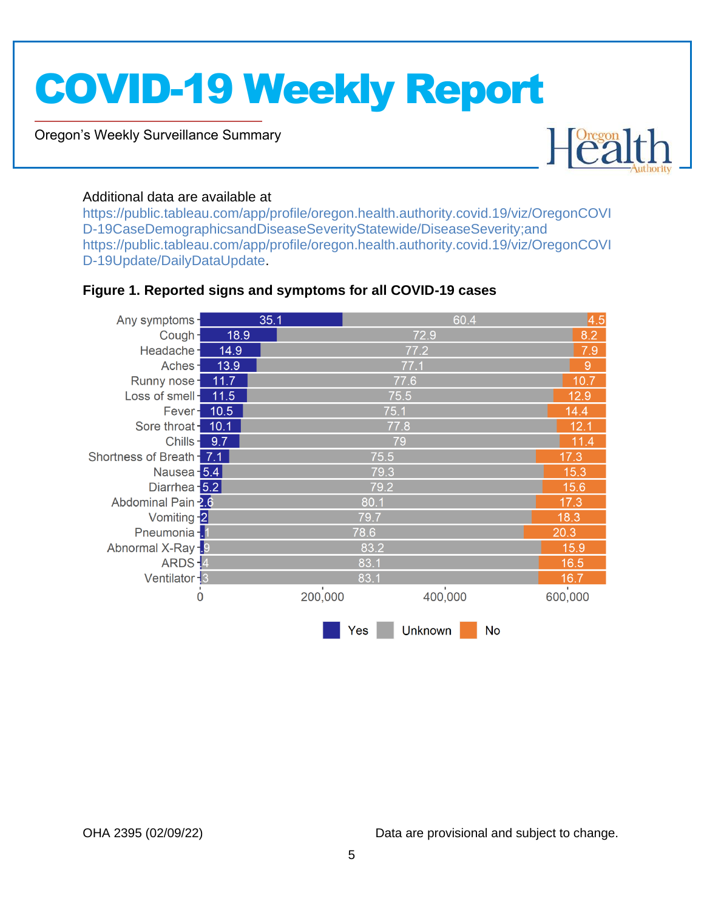Additional data are available at https://public.tableau.com/app/profile/oregon.health.authority.covid.19/viz/OregonCOVID-19CaseDemographicsandDiseaseSeverityStatewide/DiseaseSeverity;and https://public.tableau.com/app/profile/oregon.health.authority.covid.19/viz/OregonCOVID-19Update/DailyDataUpdate.

**Figure 1. Reported signs and symptoms for all COVID-19 cases**

| Symptom | Yes | Unknown | No |
|---|---|---|---|
| Any symptoms | 35.1 | 60.4 | 4.5 |
| Cough | 18.9 | 72.9 | 8.2 |
| Headache | 14.9 | 77.2 | 7.9 |
| Aches | 13.9 | 77.1 | 9 |
| Runny nose | 11.7 | 77.6 | 10.7 |
| Loss of smell | 11.5 | 75.5 | 12.9 |
| Fever | 10.5 | 75.1 | 14.4 |
| Sore throat | 10.1 | 77.8 | 12.1 |
| Chills | 9.7 | 79 | 11.4 |
| Shortness of Breath | 7.1 | 75.5 | 17.3 |
| Nausea | 5.4 | 79.3 | 15.3 |
| Diarrhea | 5.2 | 79.2 | 15.6 |
| Abdominal Pain | 2.6 | 80.1 | 17.3 |
| Vomiting | 2 | 79.7 | 18.3 |
| Pneumonia | 1.1 | 78.6 | 20.3 |
| Abnormal X-Ray | .9 | 83.2 | 15.9 |
| ARDS | .4 | 83.1 | 16.5 |
| Ventilator | .3 | 83.1 | 16.7 |

X-axis: 0, 200,000, 400,000, 600,000

Legend: Yes, Unknown, No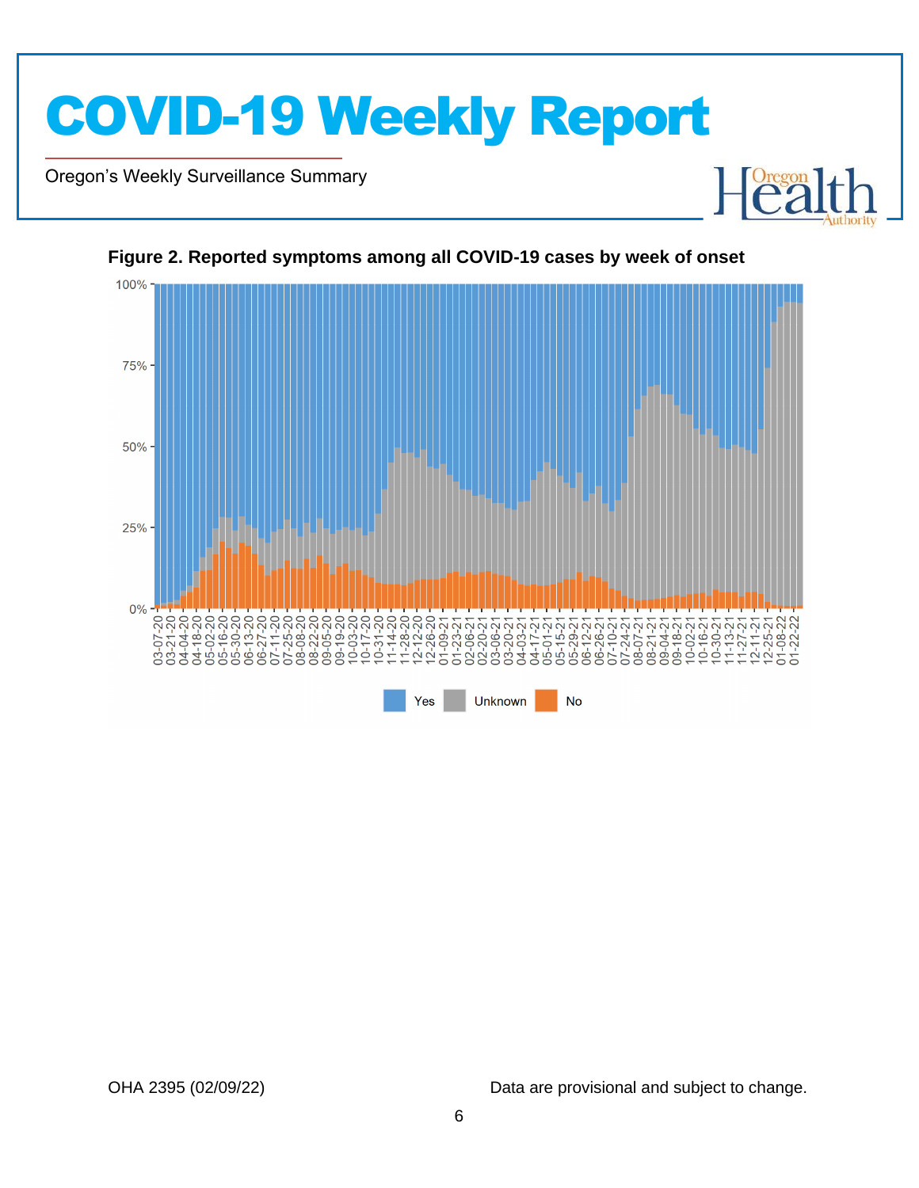**Figure 2. Reported symptoms among all COVID-19 cases by week of onset**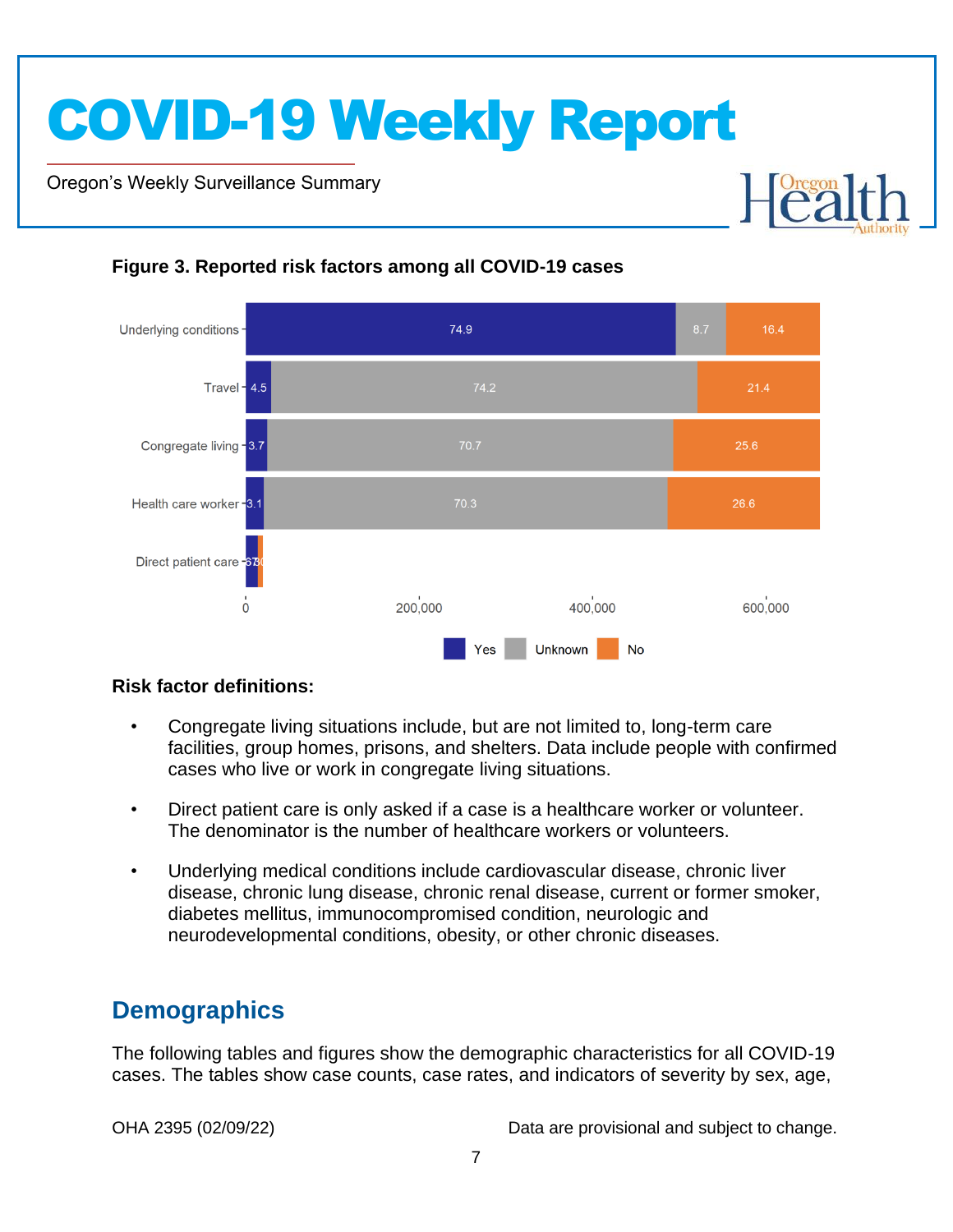### Figure 3. Reported risk factors among all COVID-19 cases

| Risk factor | Yes | Unknown | No |
|---|---|---|---|
| Underlying conditions | 74.9 | 8.7 | 16.4 |
| Travel | 4.5 | 74.2 | 21.4 |
| Congregate living | 3.7 | 70.7 | 25.6 |
| Health care worker | 3.1 | 70.3 | 26.6 |
| Direct patient care | 67 | | 30 |

**Risk factor definitions:**

- Congregate living situations include, but are not limited to, long-term care facilities, group homes, prisons, and shelters. Data include people with confirmed cases who live or work in congregate living situations.
- Direct patient care is only asked if a case is a healthcare worker or volunteer. The denominator is the number of healthcare workers or volunteers.
- Underlying medical conditions include cardiovascular disease, chronic liver disease, chronic lung disease, chronic renal disease, current or former smoker, diabetes mellitus, immunocompromised condition, neurologic and neurodevelopmental conditions, obesity, or other chronic diseases.

## Demographics

The following tables and figures show the demographic characteristics for all COVID-19 cases. The tables show case counts, case rates, and indicators of severity by sex, age,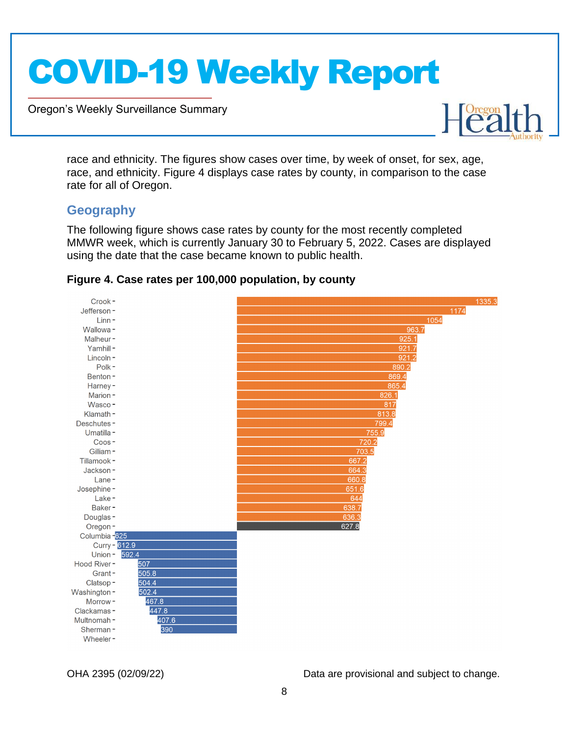race and ethnicity. The figures show cases over time, by week of onset, for sex, age, race, and ethnicity. Figure 4 displays case rates by county, in comparison to the case rate for all of Oregon.

## Geography

The following figure shows case rates by county for the most recently completed MMWR week, which is currently January 30 to February 5, 2022. Cases are displayed using the date that the case became known to public health.

**Figure 4. Case rates per 100,000 population, by county**

| County | Case rate per 100,000 |
|---|---|
| Crook | 1335.3 |
| Jefferson | 1174 |
| Linn | 1054 |
| Wallowa | 963.7 |
| Malheur | 925.1 |
| Yamhill | 921.7 |
| Lincoln | 921.2 |
| Polk | 890.2 |
| Benton | 869.4 |
| Harney | 865.4 |
| Marion | 826.1 |
| Wasco | 817 |
| Klamath | 813.8 |
| Deschutes | 799.4 |
| Umatilla | 755.9 |
| Coos | 720.2 |
| Gilliam | 703.5 |
| Tillamook | 667.2 |
| Jackson | 664.3 |
| Lane | 660.8 |
| Josephine | 651.6 |
| Lake | 644 |
| Baker | 638.7 |
| Douglas | 636.3 |
| Oregon | 627.8 |
| Columbia | 625 |
| Curry | 612.9 |
| Union | 592.4 |
| Hood River | 507 |
| Grant | 505.8 |
| Clatsop | 504.4 |
| Washington | 502.4 |
| Morrow | 467.8 |
| Clackamas | 447.8 |
| Multnomah | 407.6 |
| Sherman | 390 |
| Wheeler | |

OHA 2395 (02/09/22)

Data are provisional and subject to change.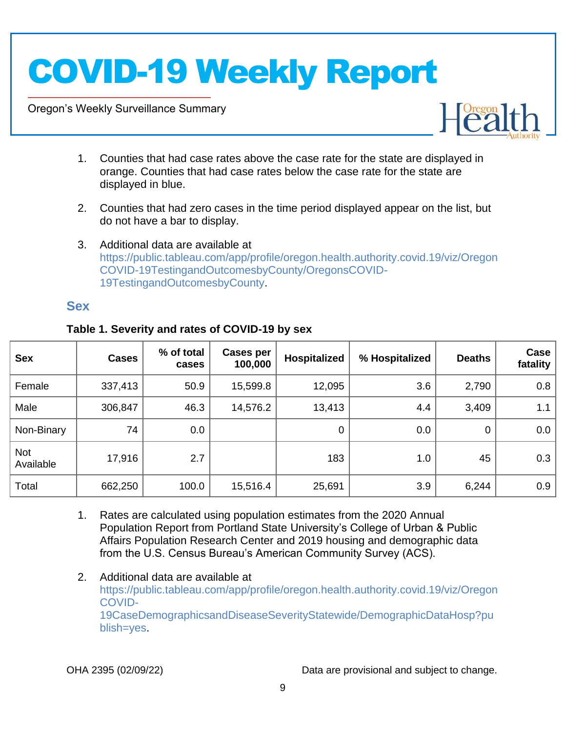1. Counties that had case rates above the case rate for the state are displayed in orange. Counties that had case rates below the case rate for the state are displayed in blue.

2. Counties that had zero cases in the time period displayed appear on the list, but do not have a bar to display.

3. Additional data are available at https://public.tableau.com/app/profile/oregon.health.authority.covid.19/viz/OregonCOVID-19TestingandOutcomesbyCounty/OregonsCOVID-19TestingandOutcomesbyCounty.

## Sex

**Table 1. Severity and rates of COVID-19 by sex**

| Sex | Cases | % of total cases | Cases per 100,000 | Hospitalized | % Hospitalized | Deaths | Case fatality |
|---|---|---|---|---|---|---|---|
| Female | 337,413 | 50.9 | 15,599.8 | 12,095 | 3.6 | 2,790 | 0.8 |
| Male | 306,847 | 46.3 | 14,576.2 | 13,413 | 4.4 | 3,409 | 1.1 |
| Non-Binary | 74 | 0.0 | | 0 | 0.0 | 0 | 0.0 |
| Not Available | 17,916 | 2.7 | | 183 | 1.0 | 45 | 0.3 |
| Total | 662,250 | 100.0 | 15,516.4 | 25,691 | 3.9 | 6,244 | 0.9 |

1. Rates are calculated using population estimates from the 2020 Annual Population Report from Portland State University's College of Urban & Public Affairs Population Research Center and 2019 housing and demographic data from the U.S. Census Bureau's American Community Survey (ACS).

2. Additional data are available at https://public.tableau.com/app/profile/oregon.health.authority.covid.19/viz/OregonCOVID-19CaseDemographicsandDiseaseSeverityStatewide/DemographicDataHosp?publish=yes.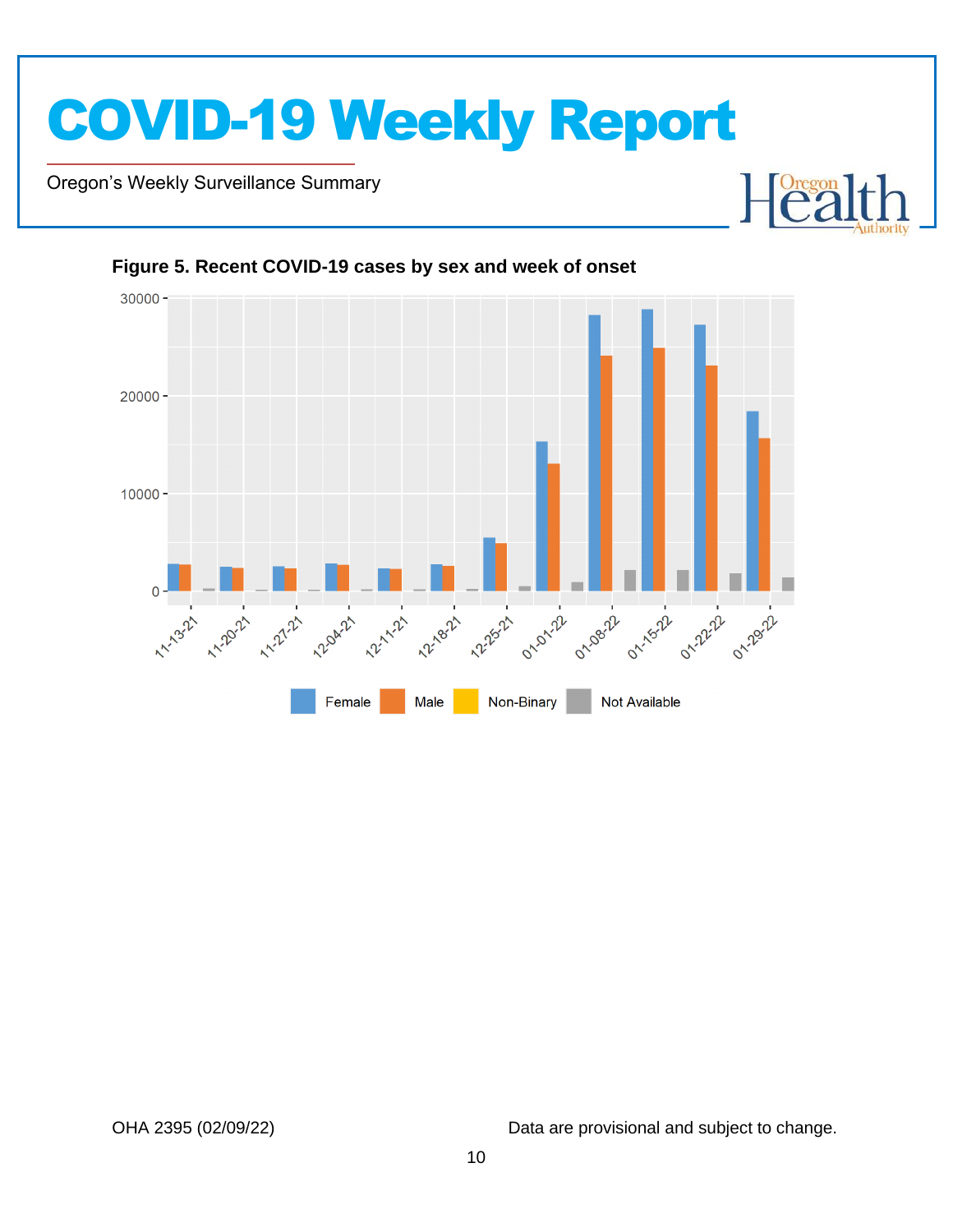**Figure 5. Recent COVID-19 cases by sex and week of onset**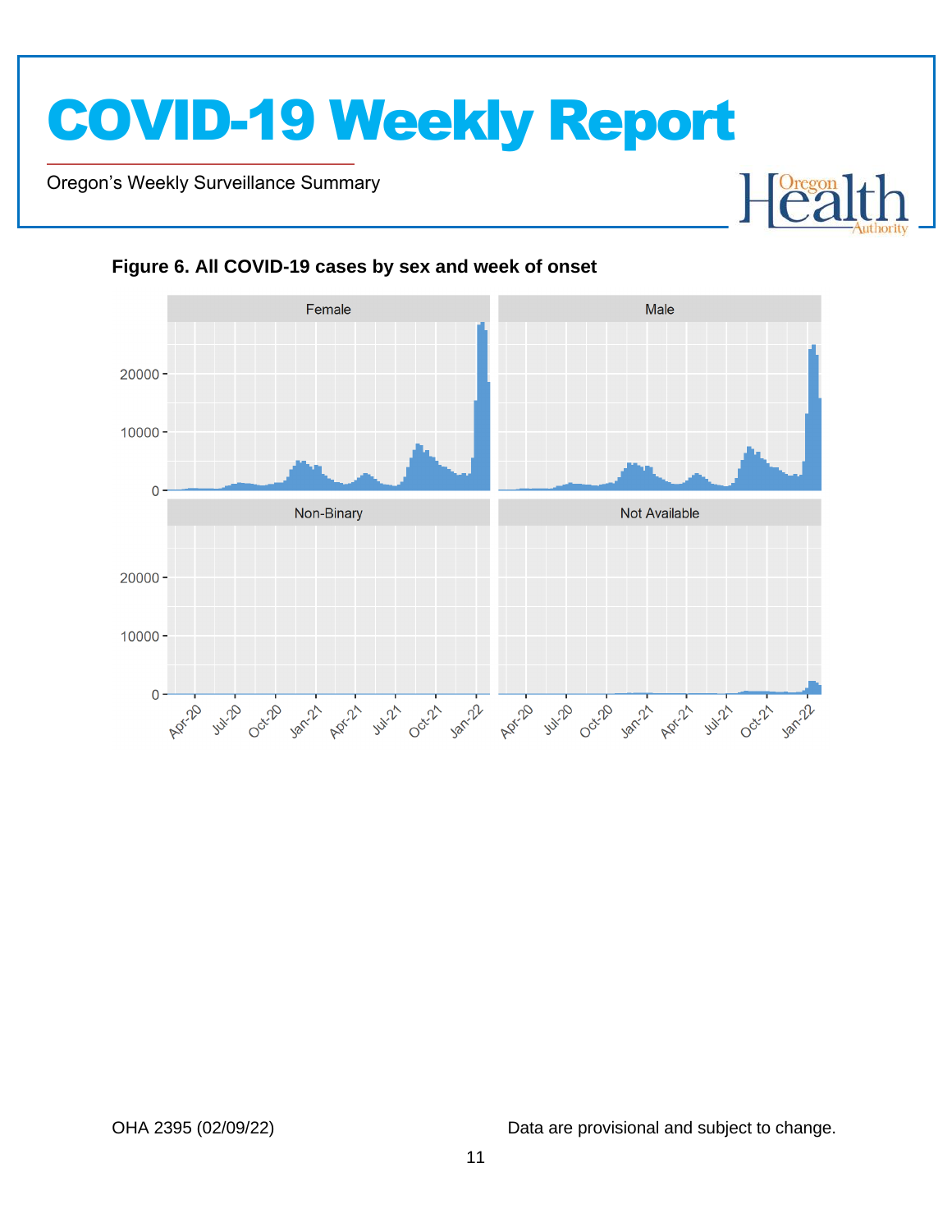### Figure 6. All COVID-19 cases by sex and week of onset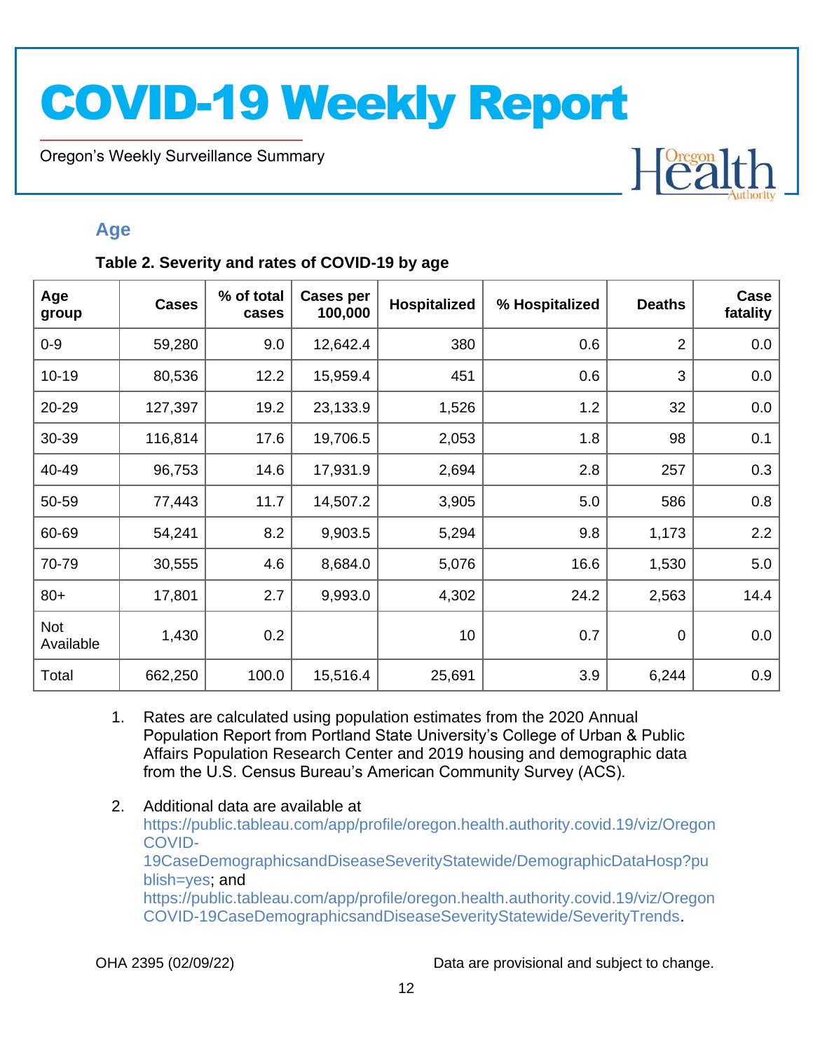## Age

**Table 2. Severity and rates of COVID-19 by age**

| Age group | Cases | % of total cases | Cases per 100,000 | Hospitalized | % Hospitalized | Deaths | Case fatality |
|---|---|---|---|---|---|---|---|
| 0-9 | 59,280 | 9.0 | 12,642.4 | 380 | 0.6 | 2 | 0.0 |
| 10-19 | 80,536 | 12.2 | 15,959.4 | 451 | 0.6 | 3 | 0.0 |
| 20-29 | 127,397 | 19.2 | 23,133.9 | 1,526 | 1.2 | 32 | 0.0 |
| 30-39 | 116,814 | 17.6 | 19,706.5 | 2,053 | 1.8 | 98 | 0.1 |
| 40-49 | 96,753 | 14.6 | 17,931.9 | 2,694 | 2.8 | 257 | 0.3 |
| 50-59 | 77,443 | 11.7 | 14,507.2 | 3,905 | 5.0 | 586 | 0.8 |
| 60-69 | 54,241 | 8.2 | 9,903.5 | 5,294 | 9.8 | 1,173 | 2.2 |
| 70-79 | 30,555 | 4.6 | 8,684.0 | 5,076 | 16.6 | 1,530 | 5.0 |
| 80+ | 17,801 | 2.7 | 9,993.0 | 4,302 | 24.2 | 2,563 | 14.4 |
| Not Available | 1,430 | 0.2 | | 10 | 0.7 | 0 | 0.0 |
| Total | 662,250 | 100.0 | 15,516.4 | 25,691 | 3.9 | 6,244 | 0.9 |

1. Rates are calculated using population estimates from the 2020 Annual Population Report from Portland State University's College of Urban & Public Affairs Population Research Center and 2019 housing and demographic data from the U.S. Census Bureau's American Community Survey (ACS).

2. Additional data are available at https://public.tableau.com/app/profile/oregon.health.authority.covid.19/viz/OregonCOVID-19CaseDemographicsandDiseaseSeverityStatewide/DemographicDataHosp?publish=yes; and https://public.tableau.com/app/profile/oregon.health.authority.covid.19/viz/OregonCOVID-19CaseDemographicsandDiseaseSeverityStatewide/SeverityTrends.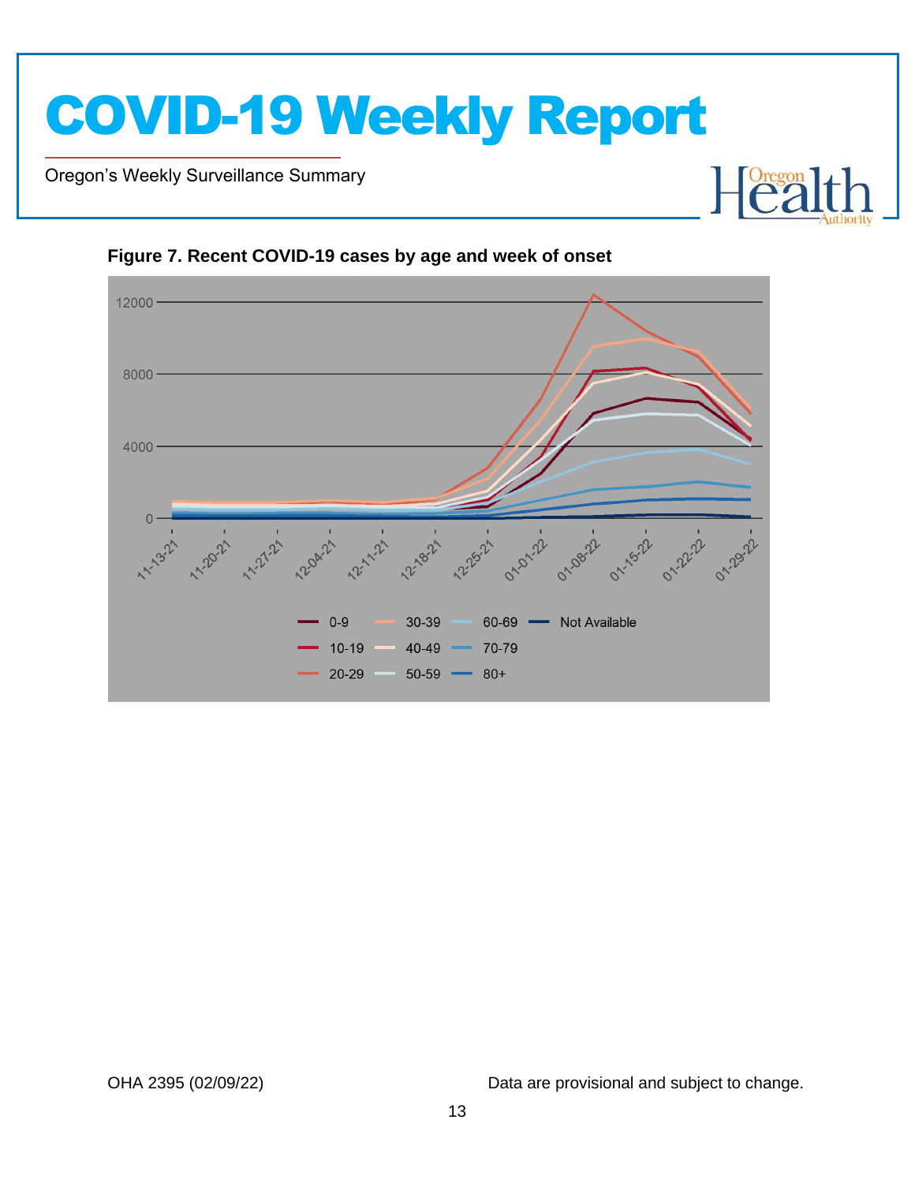**Figure 7. Recent COVID-19 cases by age and week of onset**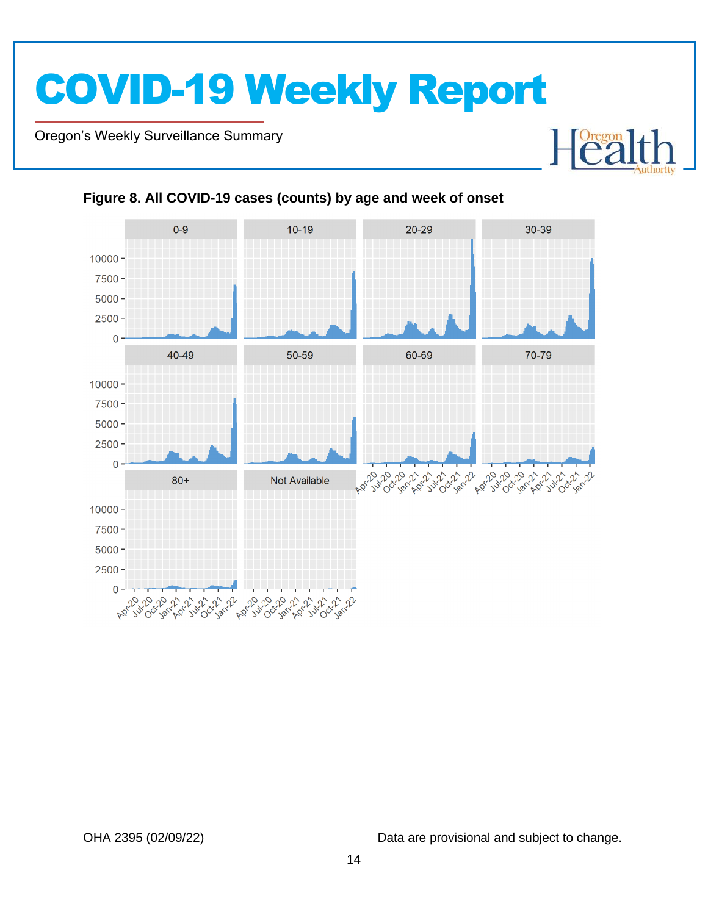**Figure 8. All COVID-19 cases (counts) by age and week of onset**

Data are provisional and subject to change.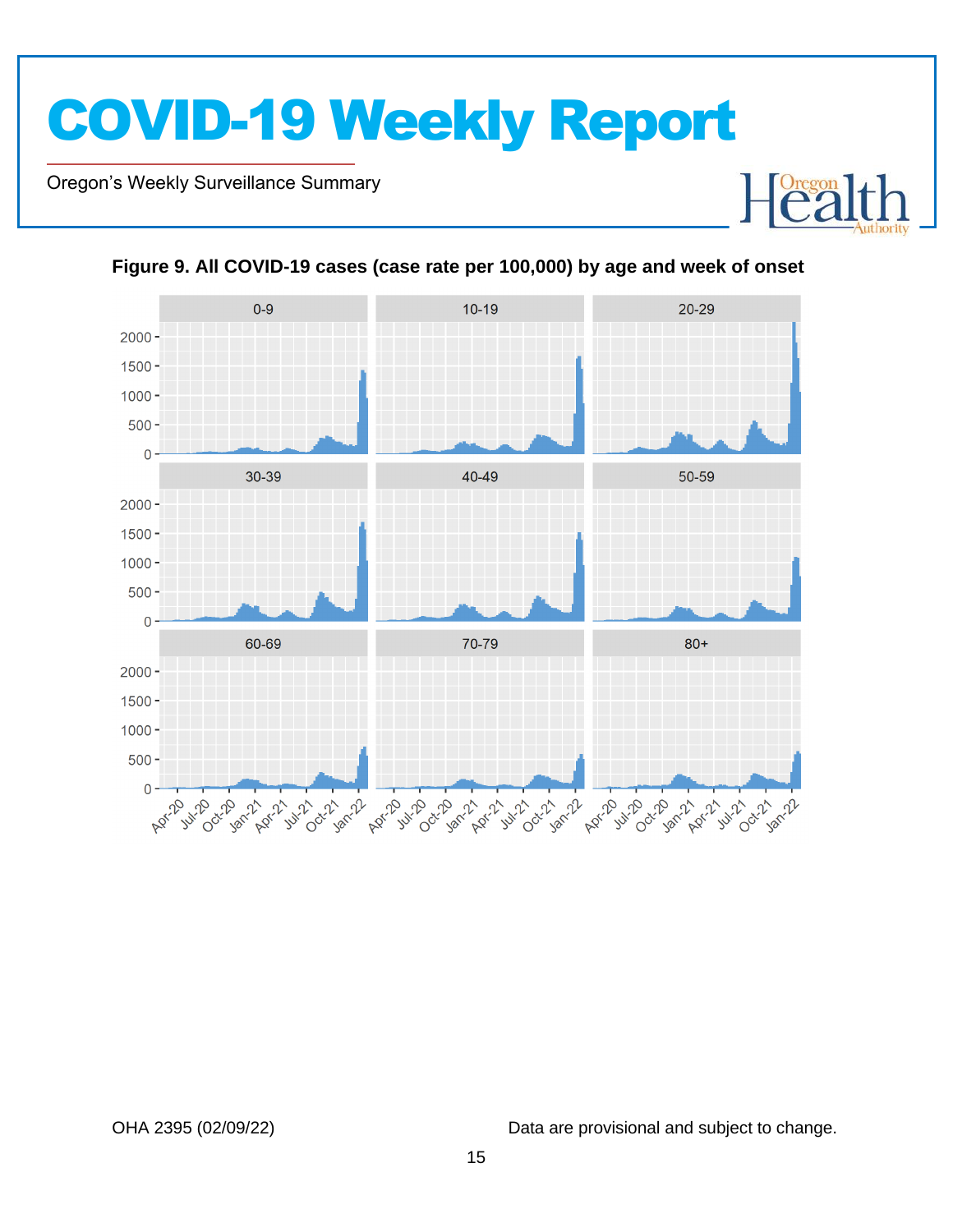**Figure 9. All COVID-19 cases (case rate per 100,000) by age and week of onset**

Data are provisional and subject to change.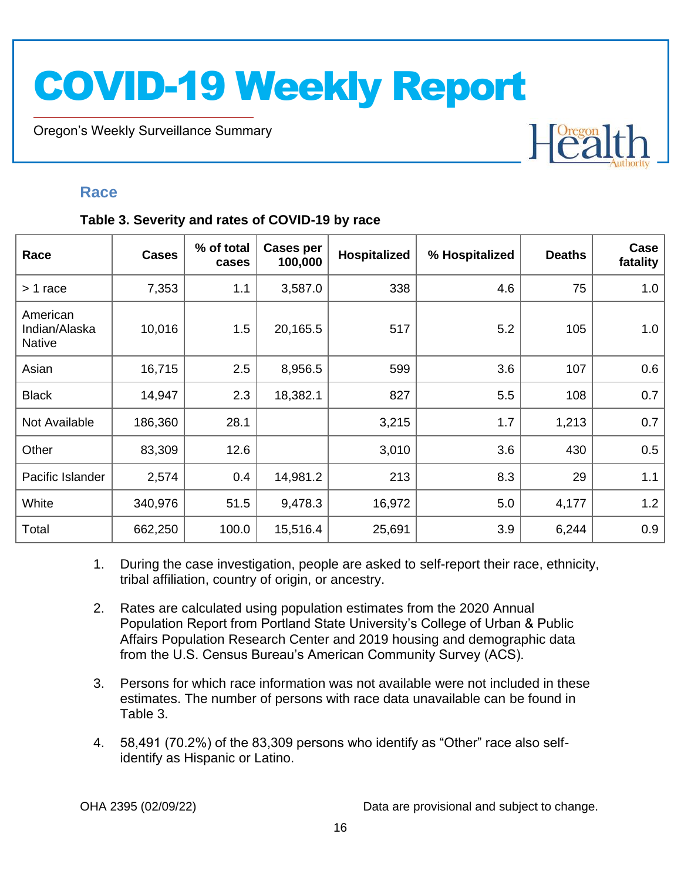## Race

**Table 3. Severity and rates of COVID-19 by race**

| Race | Cases | % of total cases | Cases per 100,000 | Hospitalized | % Hospitalized | Deaths | Case fatality |
|---|---|---|---|---|---|---|---|
| > 1 race | 7,353 | 1.1 | 3,587.0 | 338 | 4.6 | 75 | 1.0 |
| American Indian/Alaska Native | 10,016 | 1.5 | 20,165.5 | 517 | 5.2 | 105 | 1.0 |
| Asian | 16,715 | 2.5 | 8,956.5 | 599 | 3.6 | 107 | 0.6 |
| Black | 14,947 | 2.3 | 18,382.1 | 827 | 5.5 | 108 | 0.7 |
| Not Available | 186,360 | 28.1 | | 3,215 | 1.7 | 1,213 | 0.7 |
| Other | 83,309 | 12.6 | | 3,010 | 3.6 | 430 | 0.5 |
| Pacific Islander | 2,574 | 0.4 | 14,981.2 | 213 | 8.3 | 29 | 1.1 |
| White | 340,976 | 51.5 | 9,478.3 | 16,972 | 5.0 | 4,177 | 1.2 |
| Total | 662,250 | 100.0 | 15,516.4 | 25,691 | 3.9 | 6,244 | 0.9 |

1. During the case investigation, people are asked to self-report their race, ethnicity, tribal affiliation, country of origin, or ancestry.
2. Rates are calculated using population estimates from the 2020 Annual Population Report from Portland State University's College of Urban & Public Affairs Population Research Center and 2019 housing and demographic data from the U.S. Census Bureau's American Community Survey (ACS).
3. Persons for which race information was not available were not included in these estimates. The number of persons with race data unavailable can be found in Table 3.
4. 58,491 (70.2%) of the 83,309 persons who identify as "Other" race also self-identify as Hispanic or Latino.

OHA 2395 (02/09/22) Data are provisional and subject to change.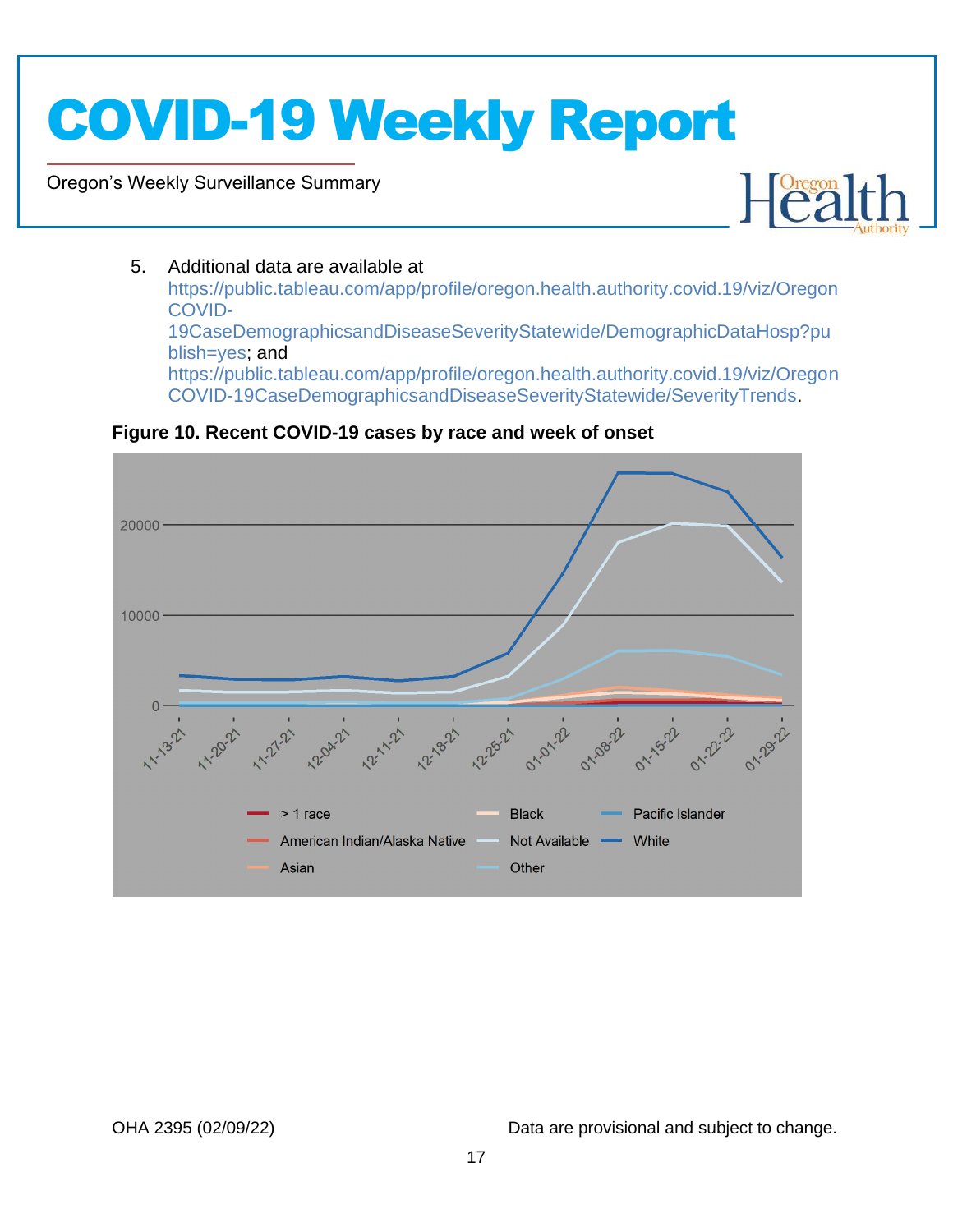5. Additional data are available at https://public.tableau.com/app/profile/oregon.health.authority.covid.19/viz/OregonCOVID-19CaseDemographicsandDiseaseSeverityStatewide/DemographicDataHosp?publish=yes; and https://public.tableau.com/app/profile/oregon.health.authority.covid.19/viz/OregonCOVID-19CaseDemographicsandDiseaseSeverityStatewide/SeverityTrends.

**Figure 10. Recent COVID-19 cases by race and week of onset**

OHA 2395 (02/09/22)

Data are provisional and subject to change.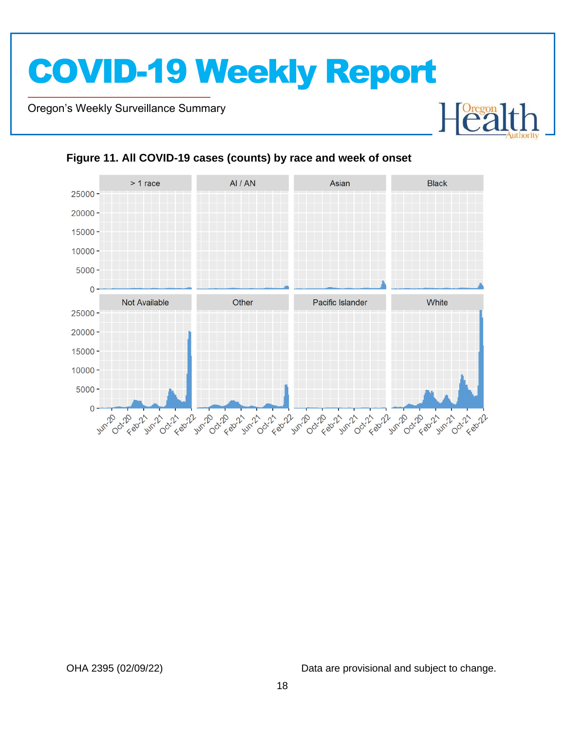**Figure 11. All COVID-19 cases (counts) by race and week of onset**

OHA 2395 (02/09/22)

Data are provisional and subject to change.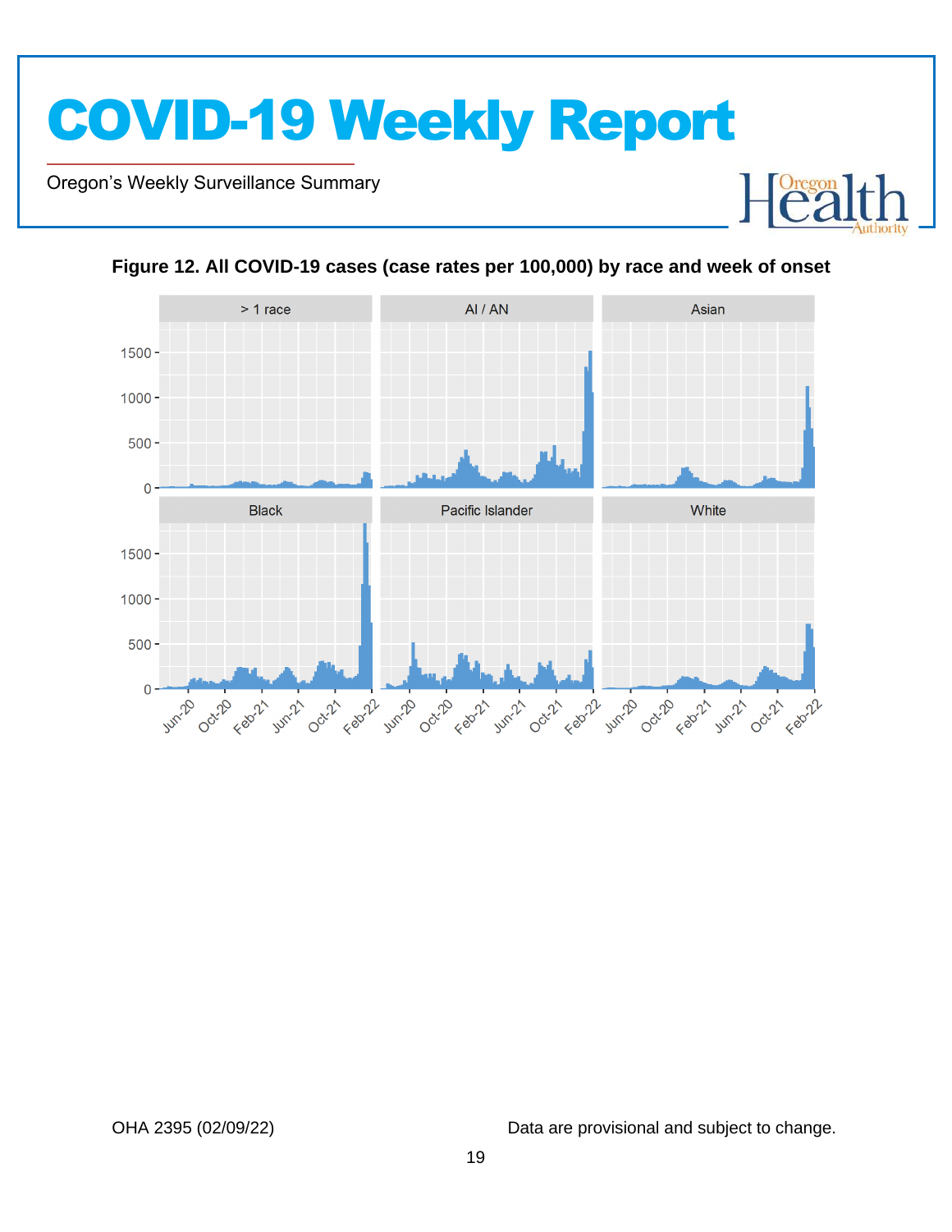**Figure 12. All COVID-19 cases (case rates per 100,000) by race and week of onset**

OHA 2395 (02/09/22)

Data are provisional and subject to change.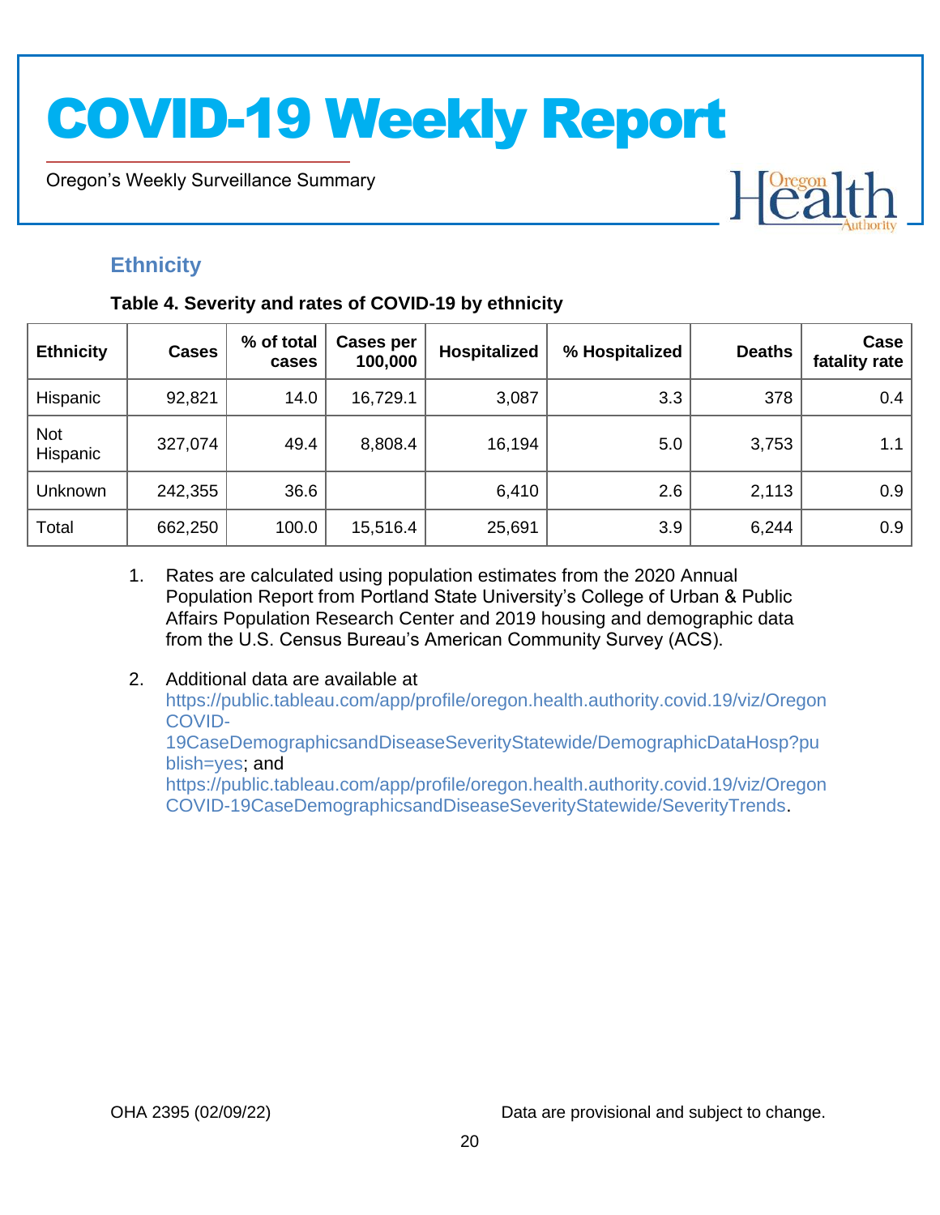## Ethnicity

**Table 4. Severity and rates of COVID-19 by ethnicity**

| Ethnicity | Cases | % of total cases | Cases per 100,000 | Hospitalized | % Hospitalized | Deaths | Case fatality rate |
|---|---|---|---|---|---|---|---|
| Hispanic | 92,821 | 14.0 | 16,729.1 | 3,087 | 3.3 | 378 | 0.4 |
| Not Hispanic | 327,074 | 49.4 | 8,808.4 | 16,194 | 5.0 | 3,753 | 1.1 |
| Unknown | 242,355 | 36.6 | | 6,410 | 2.6 | 2,113 | 0.9 |
| Total | 662,250 | 100.0 | 15,516.4 | 25,691 | 3.9 | 6,244 | 0.9 |

1. Rates are calculated using population estimates from the 2020 Annual Population Report from Portland State University's College of Urban & Public Affairs Population Research Center and 2019 housing and demographic data from the U.S. Census Bureau's American Community Survey (ACS).

2. Additional data are available at https://public.tableau.com/app/profile/oregon.health.authority.covid.19/viz/OregonCOVID-19CaseDemographicsandDiseaseSeverityStatewide/DemographicDataHosp?publish=yes; and https://public.tableau.com/app/profile/oregon.health.authority.covid.19/viz/OregonCOVID-19CaseDemographicsandDiseaseSeverityStatewide/SeverityTrends.

OHA 2395 (02/09/22) Data are provisional and subject to change.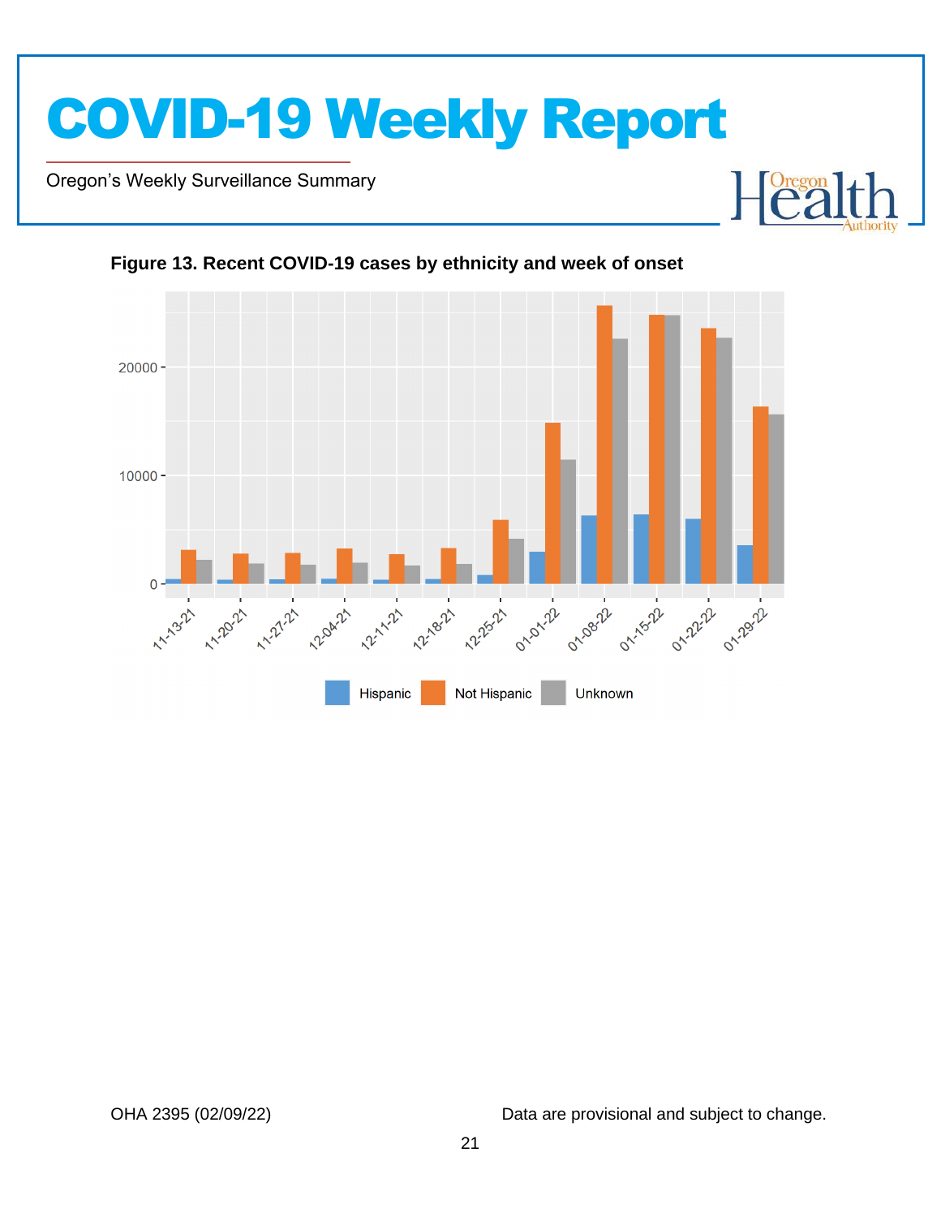**Figure 13. Recent COVID-19 cases by ethnicity and week of onset**

Data are provisional and subject to change.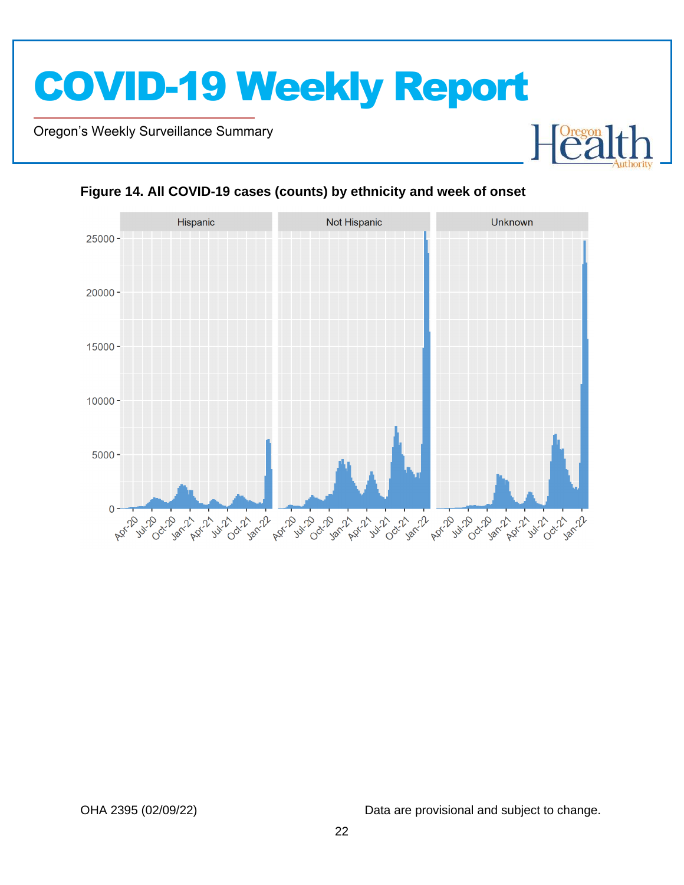**Figure 14. All COVID-19 cases (counts) by ethnicity and week of onset**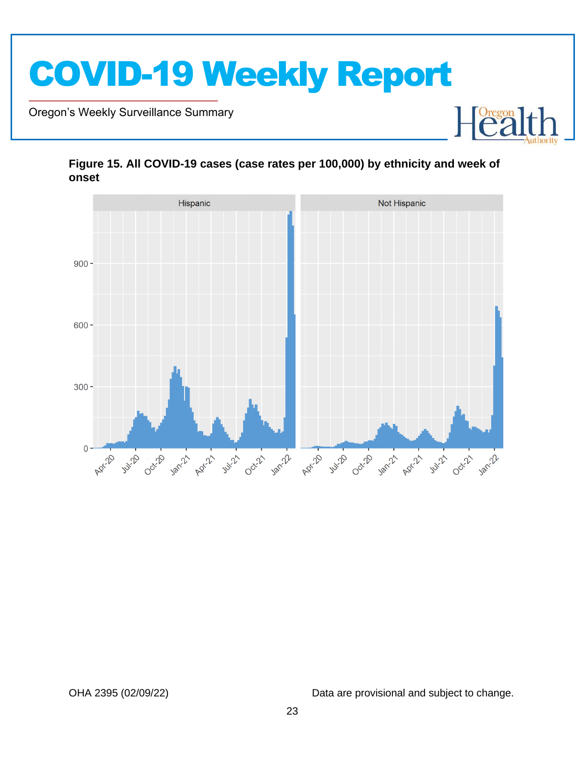**Figure 15. All COVID-19 cases (case rates per 100,000) by ethnicity and week of onset**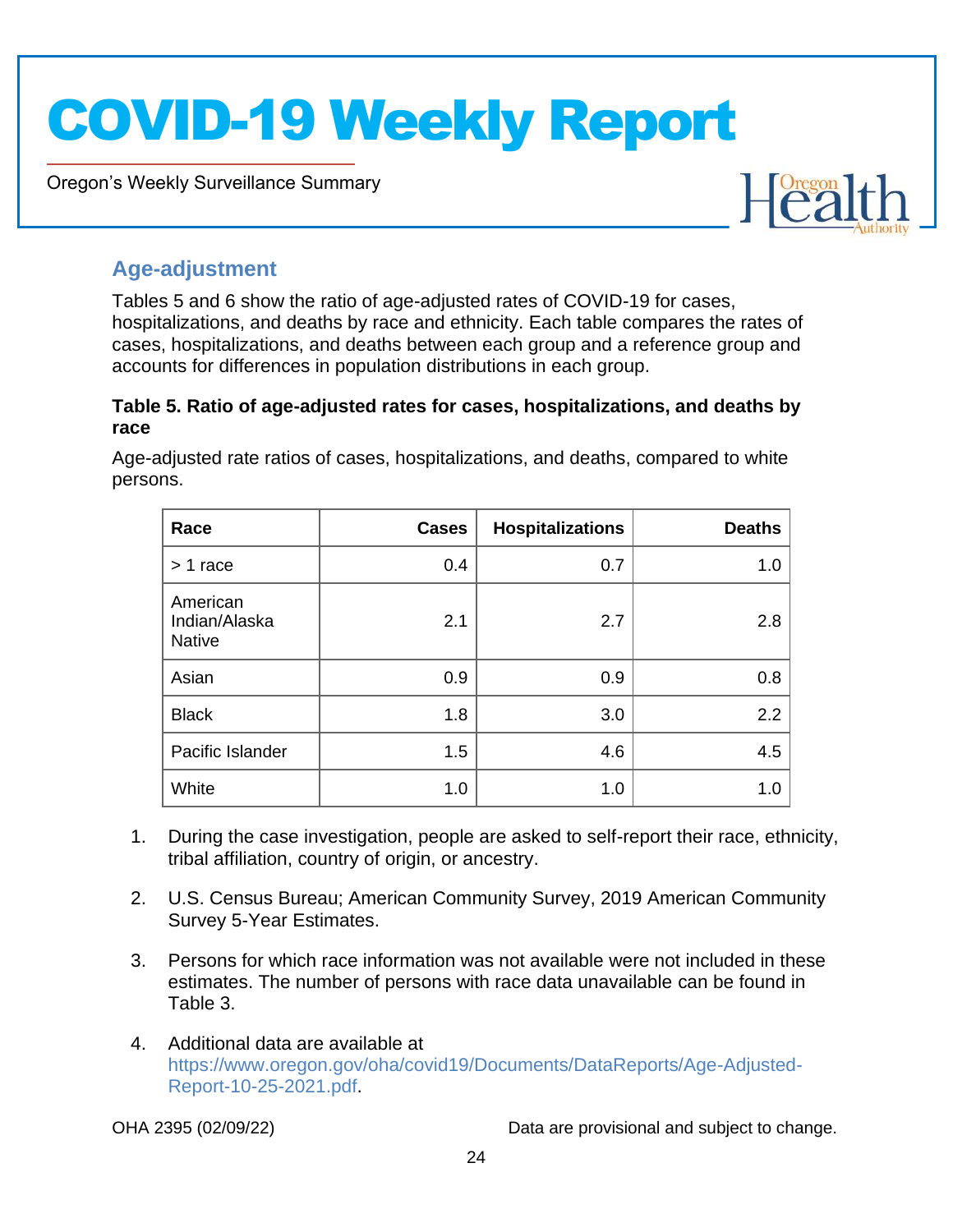## Age-adjustment

Tables 5 and 6 show the ratio of age-adjusted rates of COVID-19 for cases, hospitalizations, and deaths by race and ethnicity. Each table compares the rates of cases, hospitalizations, and deaths between each group and a reference group and accounts for differences in population distributions in each group.

**Table 5. Ratio of age-adjusted rates for cases, hospitalizations, and deaths by race**

Age-adjusted rate ratios of cases, hospitalizations, and deaths, compared to white persons.

| Race | Cases | Hospitalizations | Deaths |
|---|---:|---:|---:|
| > 1 race | 0.4 | 0.7 | 1.0 |
| American Indian/Alaska Native | 2.1 | 2.7 | 2.8 |
| Asian | 0.9 | 0.9 | 0.8 |
| Black | 1.8 | 3.0 | 2.2 |
| Pacific Islander | 1.5 | 4.6 | 4.5 |
| White | 1.0 | 1.0 | 1.0 |

1. During the case investigation, people are asked to self-report their race, ethnicity, tribal affiliation, country of origin, or ancestry.
2. U.S. Census Bureau; American Community Survey, 2019 American Community Survey 5-Year Estimates.
3. Persons for which race information was not available were not included in these estimates. The number of persons with race data unavailable can be found in Table 3.
4. Additional data are available at https://www.oregon.gov/oha/covid19/Documents/DataReports/Age-Adjusted-Report-10-25-2021.pdf.

OHA 2395 (02/09/22)

Data are provisional and subject to change.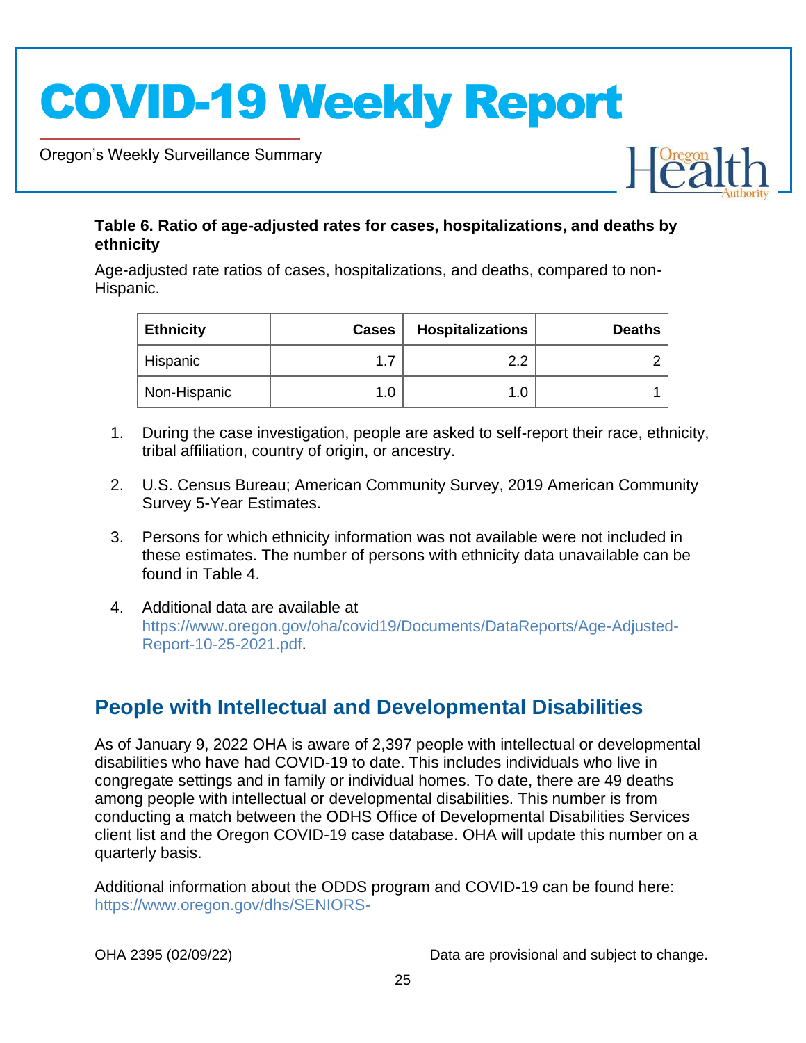**Table 6. Ratio of age-adjusted rates for cases, hospitalizations, and deaths by ethnicity**

Age-adjusted rate ratios of cases, hospitalizations, and deaths, compared to non-Hispanic.

| Ethnicity | Cases | Hospitalizations | Deaths |
|---|---:|---:|---:|
| Hispanic | 1.7 | 2.2 | 2 |
| Non-Hispanic | 1.0 | 1.0 | 1 |

1. During the case investigation, people are asked to self-report their race, ethnicity, tribal affiliation, country of origin, or ancestry.
2. U.S. Census Bureau; American Community Survey, 2019 American Community Survey 5-Year Estimates.
3. Persons for which ethnicity information was not available were not included in these estimates. The number of persons with ethnicity data unavailable can be found in Table 4.
4. Additional data are available at https://www.oregon.gov/oha/covid19/Documents/DataReports/Age-Adjusted-Report-10-25-2021.pdf.

## People with Intellectual and Developmental Disabilities

As of January 9, 2022 OHA is aware of 2,397 people with intellectual or developmental disabilities who have had COVID-19 to date. This includes individuals who live in congregate settings and in family or individual homes. To date, there are 49 deaths among people with intellectual or developmental disabilities. This number is from conducting a match between the ODHS Office of Developmental Disabilities Services client list and the Oregon COVID-19 case database. OHA will update this number on a quarterly basis.

Additional information about the ODDS program and COVID-19 can be found here: https://www.oregon.gov/dhs/SENIORS-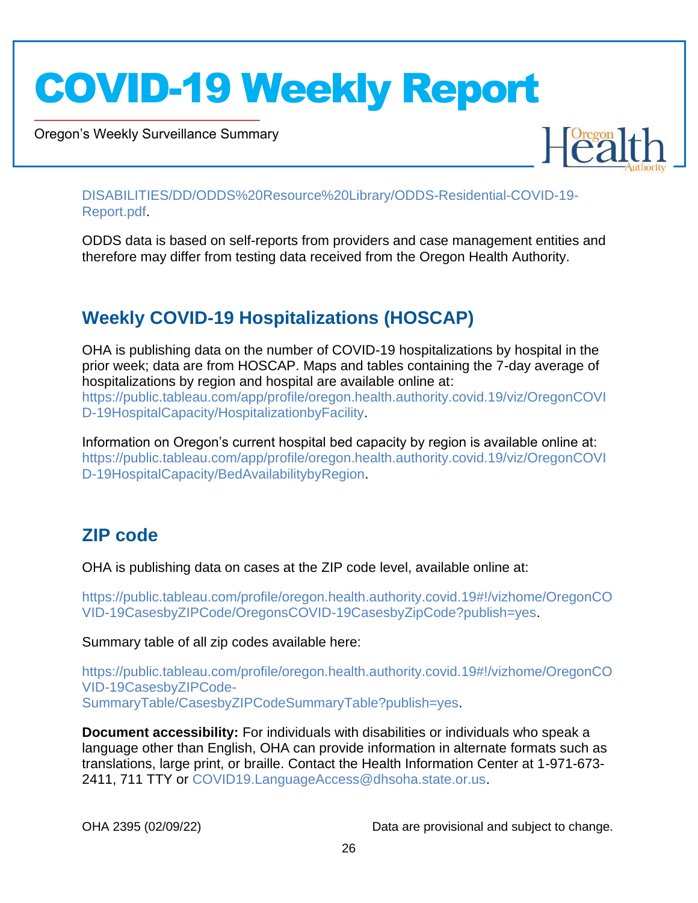DISABILITIES/DD/ODDS%20Resource%20Library/ODDS-Residential-COVID-19-Report.pdf.

ODDS data is based on self-reports from providers and case management entities and therefore may differ from testing data received from the Oregon Health Authority.

## Weekly COVID-19 Hospitalizations (HOSCAP)

OHA is publishing data on the number of COVID-19 hospitalizations by hospital in the prior week; data are from HOSCAP. Maps and tables containing the 7-day average of hospitalizations by region and hospital are available online at: https://public.tableau.com/app/profile/oregon.health.authority.covid.19/viz/OregonCOVID-19HospitalCapacity/HospitalizationbyFacility.

Information on Oregon's current hospital bed capacity by region is available online at: https://public.tableau.com/app/profile/oregon.health.authority.covid.19/viz/OregonCOVID-19HospitalCapacity/BedAvailabilitybyRegion.

## ZIP code

OHA is publishing data on cases at the ZIP code level, available online at:

https://public.tableau.com/profile/oregon.health.authority.covid.19#!/vizhome/OregonCOVID-19CasesbyZIPCode/OregonsCOVID-19CasesbyZipCode?publish=yes.

Summary table of all zip codes available here:

https://public.tableau.com/profile/oregon.health.authority.covid.19#!/vizhome/OregonCOVID-19CasesbyZIPCode-SummaryTable/CasesbyZIPCodeSummaryTable?publish=yes.

**Document accessibility:** For individuals with disabilities or individuals who speak a language other than English, OHA can provide information in alternate formats such as translations, large print, or braille. Contact the Health Information Center at 1-971-673-2411, 711 TTY or COVID19.LanguageAccess@dhsoha.state.or.us.

OHA 2395 (02/09/22) Data are provisional and subject to change.